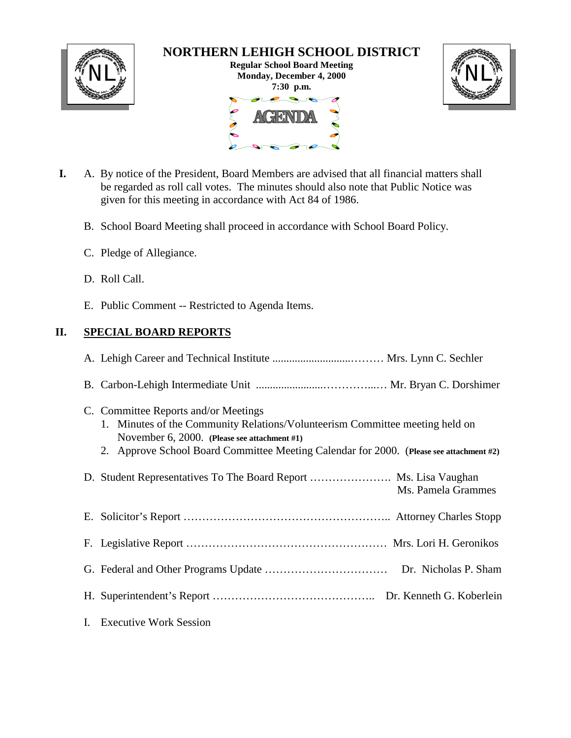# NORTHERN LEHIGH SCHOOL DISTRICT

**Regular School Board Meeting**
**Monday, December 4, 2000**
**7:30 p.m.**

AGENDA

**I.** A. By notice of the President, Board Members are advised that all financial matters shall be regarded as roll call votes. The minutes should also note that Public Notice was given for this meeting in accordance with Act 84 of 1986.

B. School Board Meeting shall proceed in accordance with School Board Policy.

C. Pledge of Allegiance.

D. Roll Call.

E. Public Comment -- Restricted to Agenda Items.

## II. SPECIAL BOARD REPORTS

A. Lehigh Career and Technical Institute ............................……… Mrs. Lynn C. Sechler

B. Carbon-Lehigh Intermediate Unit .......................…………...… Mr. Bryan C. Dorshimer

C. Committee Reports and/or Meetings
   1. Minutes of the Community Relations/Volunteerism Committee meeting held on November 6, 2000. **(Please see attachment #1)**
   2. Approve School Board Committee Meeting Calendar for 2000. (**Please see attachment #2)**

D. Student Representatives To The Board Report …………………. Ms. Lisa Vaughan
   Ms. Pamela Grammes

E. Solicitor's Report ……………………………………………….. Attorney Charles Stopp

F. Legislative Report ……………………………………………… Mrs. Lori H. Geronikos

G. Federal and Other Programs Update …………………………… Dr. Nicholas P. Sham

H. Superintendent's Report …………………………………….. Dr. Kenneth G. Koberlein

I. Executive Work Session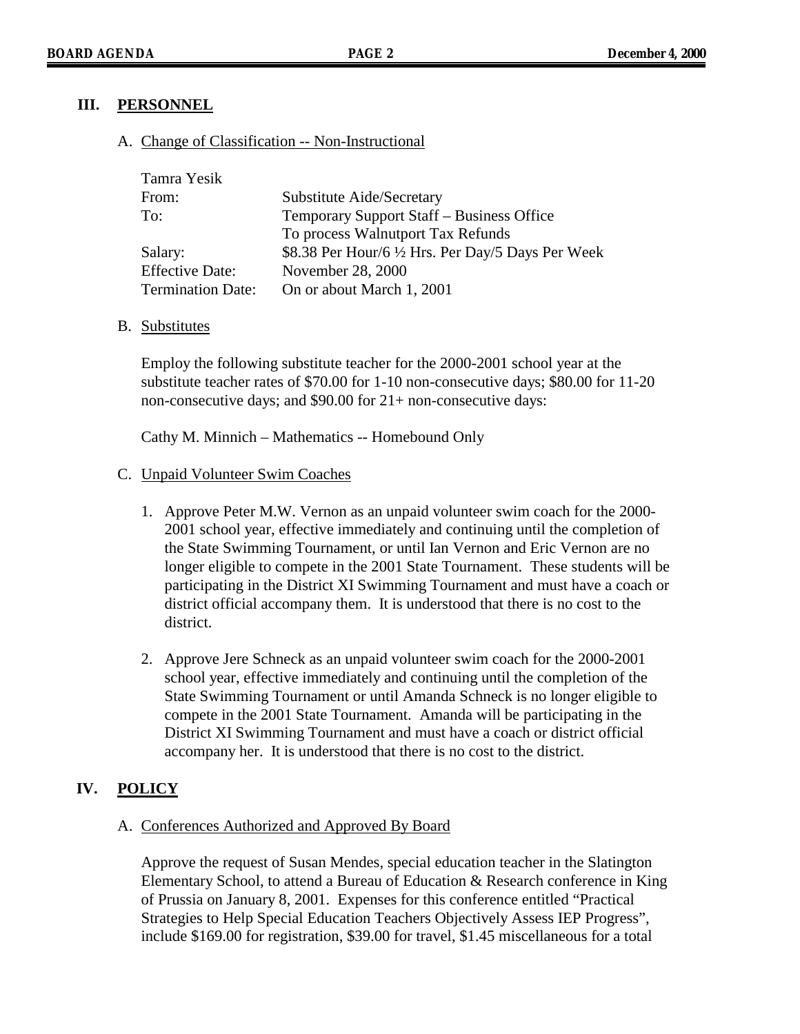## III. PERSONNEL

### A. Change of Classification -- Non-Instructional

| Tamra Yesik | |
|---|---|
| From: | Substitute Aide/Secretary |
| To: | Temporary Support Staff – Business Office<br>To process Walnutport Tax Refunds |
| Salary: | $8.38 Per Hour/6 ½ Hrs. Per Day/5 Days Per Week |
| Effective Date: | November 28, 2000 |
| Termination Date: | On or about March 1, 2001 |

### B. Substitutes

Employ the following substitute teacher for the 2000-2001 school year at the substitute teacher rates of $70.00 for 1-10 non-consecutive days; $80.00 for 11-20 non-consecutive days; and $90.00 for 21+ non-consecutive days:

Cathy M. Minnich – Mathematics -- Homebound Only

### C. Unpaid Volunteer Swim Coaches

1. Approve Peter M.W. Vernon as an unpaid volunteer swim coach for the 2000-2001 school year, effective immediately and continuing until the completion of the State Swimming Tournament, or until Ian Vernon and Eric Vernon are no longer eligible to compete in the 2001 State Tournament. These students will be participating in the District XI Swimming Tournament and must have a coach or district official accompany them. It is understood that there is no cost to the district.

2. Approve Jere Schneck as an unpaid volunteer swim coach for the 2000-2001 school year, effective immediately and continuing until the completion of the State Swimming Tournament or until Amanda Schneck is no longer eligible to compete in the 2001 State Tournament. Amanda will be participating in the District XI Swimming Tournament and must have a coach or district official accompany her. It is understood that there is no cost to the district.

## IV. POLICY

### A. Conferences Authorized and Approved By Board

Approve the request of Susan Mendes, special education teacher in the Slatington Elementary School, to attend a Bureau of Education & Research conference in King of Prussia on January 8, 2001. Expenses for this conference entitled "Practical Strategies to Help Special Education Teachers Objectively Assess IEP Progress", include $169.00 for registration, $39.00 for travel, $1.45 miscellaneous for a total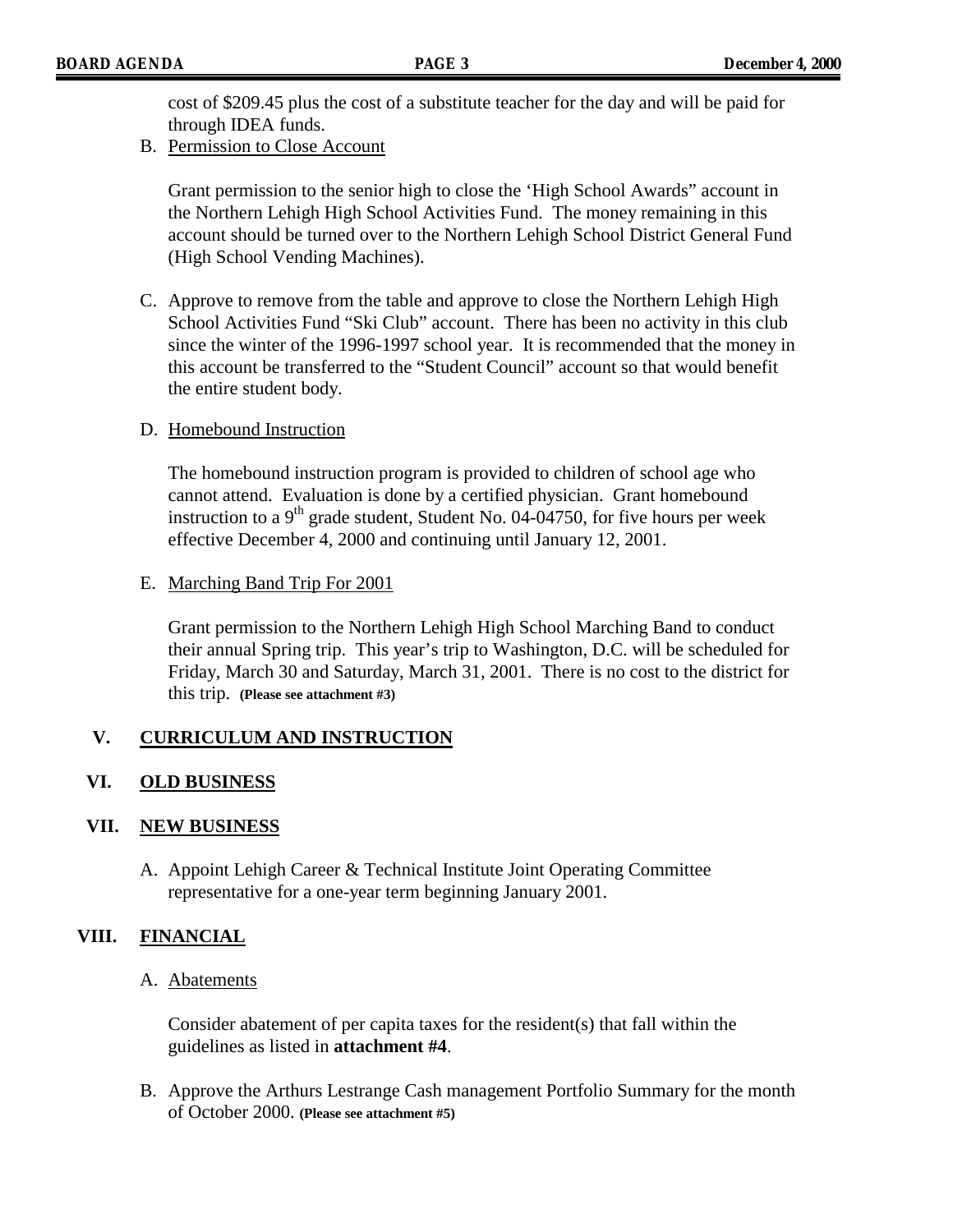cost of $209.45 plus the cost of a substitute teacher for the day and will be paid for through IDEA funds.

B. Permission to Close Account

Grant permission to the senior high to close the 'High School Awards" account in the Northern Lehigh High School Activities Fund. The money remaining in this account should be turned over to the Northern Lehigh School District General Fund (High School Vending Machines).

C. Approve to remove from the table and approve to close the Northern Lehigh High School Activities Fund "Ski Club" account. There has been no activity in this club since the winter of the 1996-1997 school year. It is recommended that the money in this account be transferred to the "Student Council" account so that would benefit the entire student body.

D. Homebound Instruction

The homebound instruction program is provided to children of school age who cannot attend. Evaluation is done by a certified physician. Grant homebound instruction to a 9th grade student, Student No. 04-04750, for five hours per week effective December 4, 2000 and continuing until January 12, 2001.

E. Marching Band Trip For 2001

Grant permission to the Northern Lehigh High School Marching Band to conduct their annual Spring trip. This year's trip to Washington, D.C. will be scheduled for Friday, March 30 and Saturday, March 31, 2001. There is no cost to the district for this trip. **(Please see attachment #3)**

## V. CURRICULUM AND INSTRUCTION

## VI. OLD BUSINESS

## VII. NEW BUSINESS

A. Appoint Lehigh Career & Technical Institute Joint Operating Committee representative for a one-year term beginning January 2001.

## VIII. FINANCIAL

A. Abatements

Consider abatement of per capita taxes for the resident(s) that fall within the guidelines as listed in **attachment #4**.

B. Approve the Arthurs Lestrange Cash management Portfolio Summary for the month of October 2000. **(Please see attachment #5)**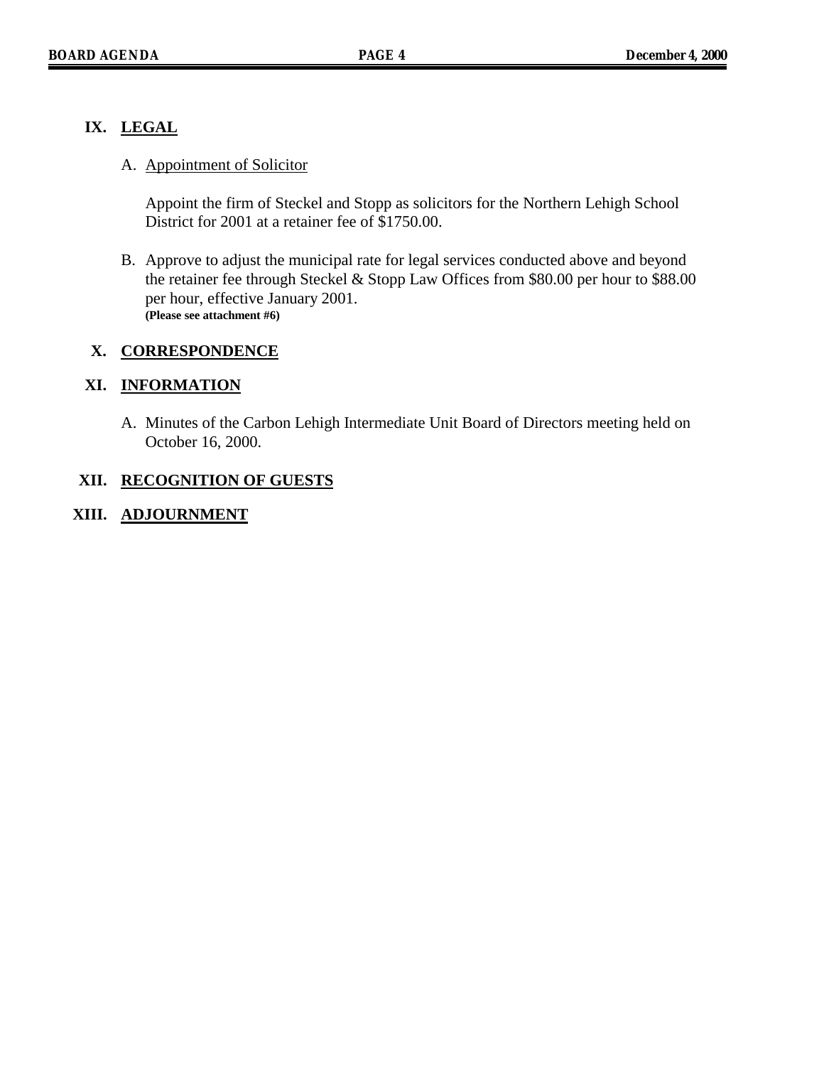## IX. LEGAL

A. Appointment of Solicitor

Appoint the firm of Steckel and Stopp as solicitors for the Northern Lehigh School District for 2001 at a retainer fee of $1750.00.

B. Approve to adjust the municipal rate for legal services conducted above and beyond the retainer fee through Steckel & Stopp Law Offices from $80.00 per hour to $88.00 per hour, effective January 2001.
**(Please see attachment #6)**

## X. CORRESPONDENCE

## XI. INFORMATION

A. Minutes of the Carbon Lehigh Intermediate Unit Board of Directors meeting held on October 16, 2000.

## XII. RECOGNITION OF GUESTS

## XIII. ADJOURNMENT